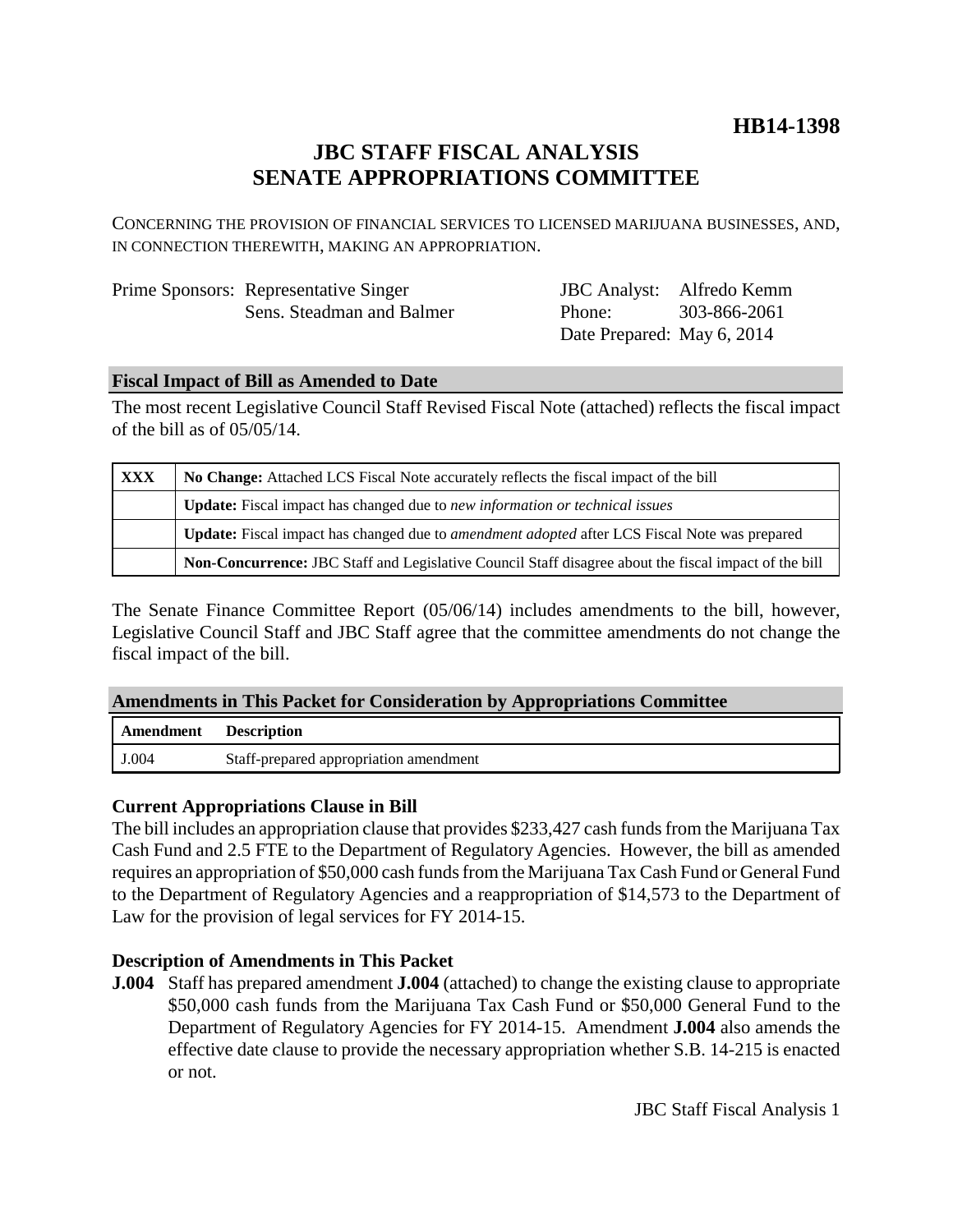**HB14-1398**

# JBC STAFF FISCAL ANALYSIS
# SENATE APPROPRIATIONS COMMITTEE

CONCERNING THE PROVISION OF FINANCIAL SERVICES TO LICENSED MARIJUANA BUSINESSES, AND, IN CONNECTION THEREWITH, MAKING AN APPROPRIATION.

| | | | |
|---|---|---|---|
| Prime Sponsors: | Representative Singer | JBC Analyst: | Alfredo Kemm |
| | Sens. Steadman and Balmer | Phone: | 303-866-2061 |
| | | Date Prepared: | May 6, 2014 |

## Fiscal Impact of Bill as Amended to Date

The most recent Legislative Council Staff Revised Fiscal Note (attached) reflects the fiscal impact of the bill as of 05/05/14.

| | |
|---|---|
| **XXX** | **No Change:** Attached LCS Fiscal Note accurately reflects the fiscal impact of the bill |
| | **Update:** Fiscal impact has changed due to *new information or technical issues* |
| | **Update:** Fiscal impact has changed due to *amendment adopted* after LCS Fiscal Note was prepared |
| | **Non-Concurrence:** JBC Staff and Legislative Council Staff disagree about the fiscal impact of the bill |

The Senate Finance Committee Report (05/06/14) includes amendments to the bill, however, Legislative Council Staff and JBC Staff agree that the committee amendments do not change the fiscal impact of the bill.

## Amendments in This Packet for Consideration by Appropriations Committee

| Amendment | Description |
|---|---|
| J.004 | Staff-prepared appropriation amendment |

### Current Appropriations Clause in Bill

The bill includes an appropriation clause that provides $233,427 cash funds from the Marijuana Tax Cash Fund and 2.5 FTE to the Department of Regulatory Agencies. However, the bill as amended requires an appropriation of $50,000 cash funds from the Marijuana Tax Cash Fund or General Fund to the Department of Regulatory Agencies and a reappropriation of $14,573 to the Department of Law for the provision of legal services for FY 2014-15.

### Description of Amendments in This Packet

**J.004** Staff has prepared amendment **J.004** (attached) to change the existing clause to appropriate $50,000 cash funds from the Marijuana Tax Cash Fund or $50,000 General Fund to the Department of Regulatory Agencies for FY 2014-15. Amendment **J.004** also amends the effective date clause to provide the necessary appropriation whether S.B. 14-215 is enacted or not.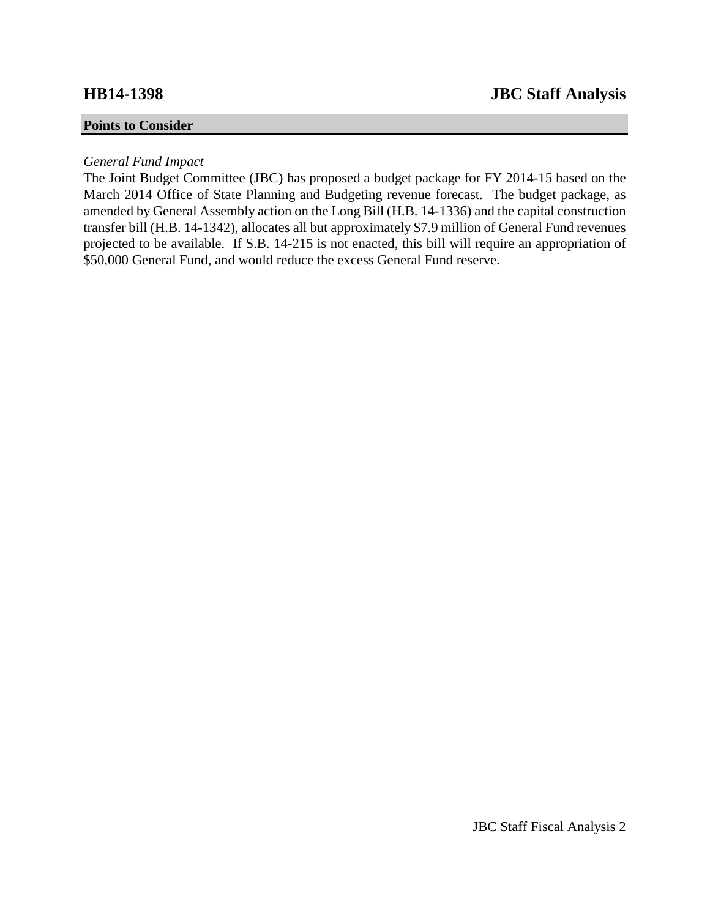## Points to Consider

*General Fund Impact*

The Joint Budget Committee (JBC) has proposed a budget package for FY 2014-15 based on the March 2014 Office of State Planning and Budgeting revenue forecast. The budget package, as amended by General Assembly action on the Long Bill (H.B. 14-1336) and the capital construction transfer bill (H.B. 14-1342), allocates all but approximately $7.9 million of General Fund revenues projected to be available. If S.B. 14-215 is not enacted, this bill will require an appropriation of $50,000 General Fund, and would reduce the excess General Fund reserve.